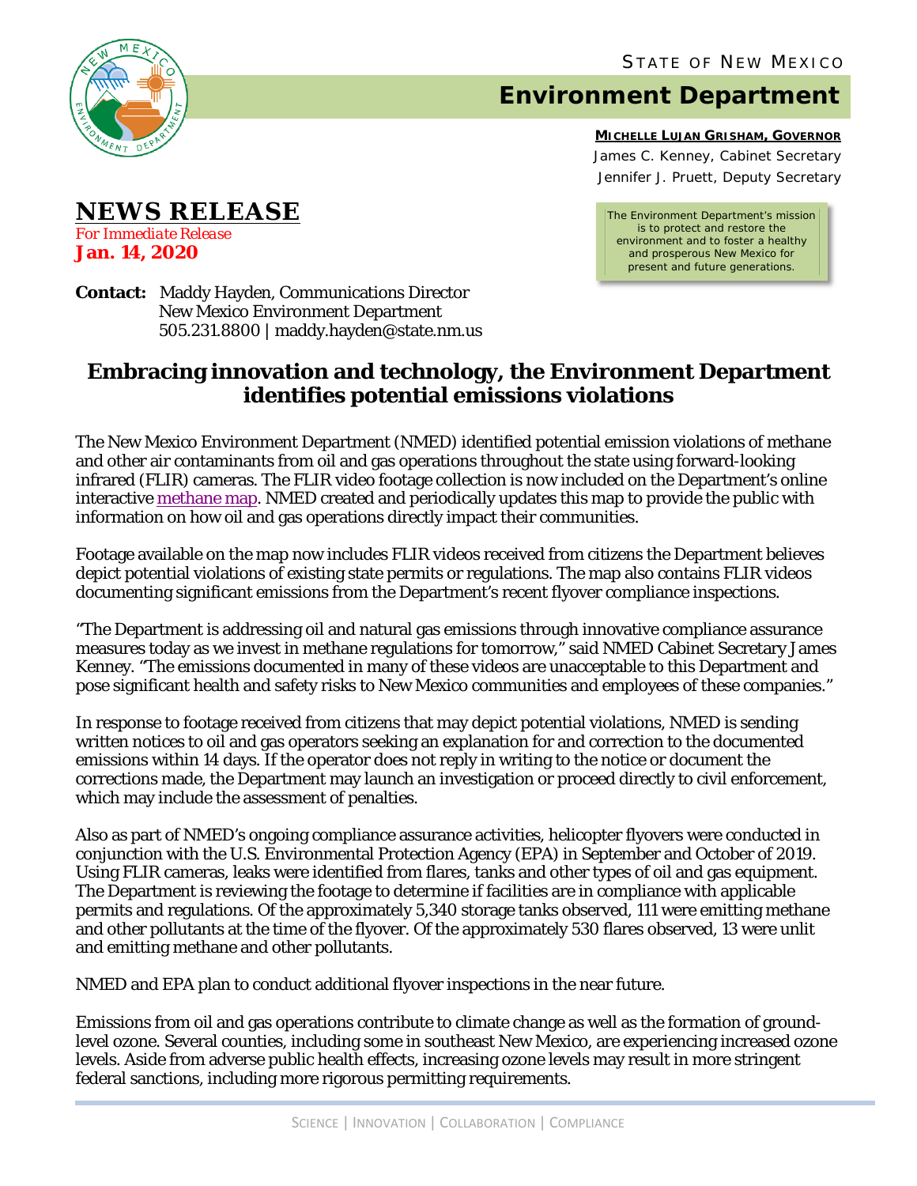STATE OF NEW MEXICO

# Environment Department

**MICHELLE LUJAN GRISHAM, GOVERNOR**
James C. Kenney, Cabinet Secretary
Jennifer J. Pruett, Deputy Secretary

The Environment Department's mission is to protect and restore the environment and to foster a healthy and prosperous New Mexico for present and future generations.

## NEWS RELEASE

*For Immediate Release*
**Jan. 14, 2020**

**Contact:** Maddy Hayden, Communications Director
New Mexico Environment Department
505.231.8800 | maddy.hayden@state.nm.us

## Embracing innovation and technology, the Environment Department identifies potential emissions violations

The New Mexico Environment Department (NMED) identified potential emission violations of methane and other air contaminants from oil and gas operations throughout the state using forward-looking infrared (FLIR) cameras. The FLIR video footage collection is now included on the Department's online interactive methane map. NMED created and periodically updates this map to provide the public with information on how oil and gas operations directly impact their communities.

Footage available on the map now includes FLIR videos received from citizens the Department believes depict potential violations of existing state permits or regulations. The map also contains FLIR videos documenting significant emissions from the Department's recent flyover compliance inspections.

"The Department is addressing oil and natural gas emissions through innovative compliance assurance measures today as we invest in methane regulations for tomorrow," said NMED Cabinet Secretary James Kenney. "The emissions documented in many of these videos are unacceptable to this Department and pose significant health and safety risks to New Mexico communities and employees of these companies."

In response to footage received from citizens that may depict potential violations, NMED is sending written notices to oil and gas operators seeking an explanation for and correction to the documented emissions within 14 days. If the operator does not reply in writing to the notice or document the corrections made, the Department may launch an investigation or proceed directly to civil enforcement, which may include the assessment of penalties.

Also as part of NMED's ongoing compliance assurance activities, helicopter flyovers were conducted in conjunction with the U.S. Environmental Protection Agency (EPA) in September and October of 2019. Using FLIR cameras, leaks were identified from flares, tanks and other types of oil and gas equipment. The Department is reviewing the footage to determine if facilities are in compliance with applicable permits and regulations. Of the approximately 5,340 storage tanks observed, 111 were emitting methane and other pollutants at the time of the flyover. Of the approximately 530 flares observed, 13 were unlit and emitting methane and other pollutants.

NMED and EPA plan to conduct additional flyover inspections in the near future.

Emissions from oil and gas operations contribute to climate change as well as the formation of ground-level ozone. Several counties, including some in southeast New Mexico, are experiencing increased ozone levels. Aside from adverse public health effects, increasing ozone levels may result in more stringent federal sanctions, including more rigorous permitting requirements.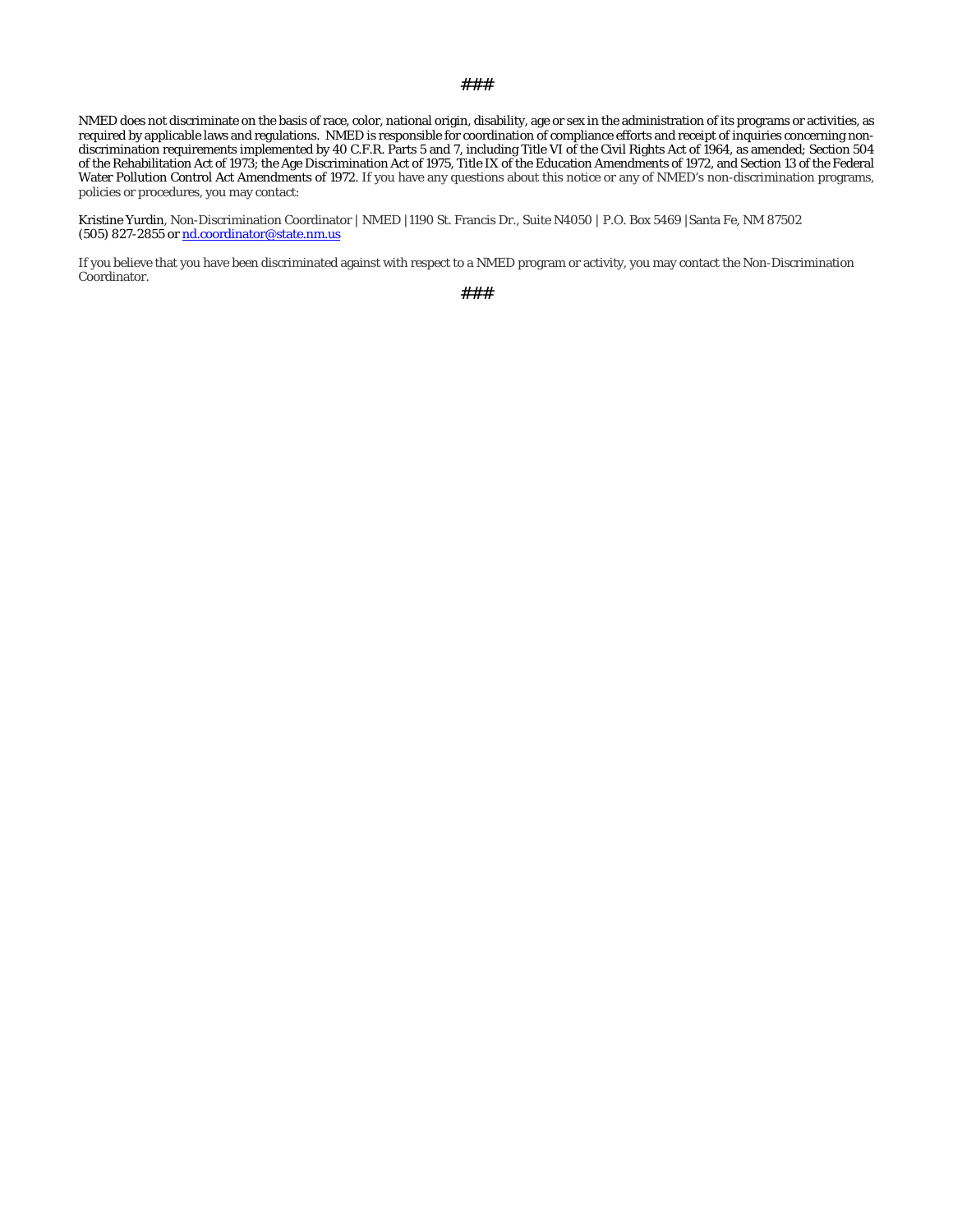###

NMED does not discriminate on the basis of race, color, national origin, disability, age or sex in the administration of its programs or activities, as required by applicable laws and regulations. NMED is responsible for coordination of compliance efforts and receipt of inquiries concerning non-discrimination requirements implemented by 40 C.F.R. Parts 5 and 7, including Title VI of the Civil Rights Act of 1964, as amended; Section 504 of the Rehabilitation Act of 1973; the Age Discrimination Act of 1975, Title IX of the Education Amendments of 1972, and Section 13 of the Federal Water Pollution Control Act Amendments of 1972. If you have any questions about this notice or any of NMED's non-discrimination programs, policies or procedures, you may contact:

Kristine Yurdin, Non-Discrimination Coordinator | NMED | 1190 St. Francis Dr., Suite N4050 | P.O. Box 5469 | Santa Fe, NM 87502
(505) 827-2855 or nd.coordinator@state.nm.us

If you believe that you have been discriminated against with respect to a NMED program or activity, you may contact the Non-Discrimination Coordinator.

###